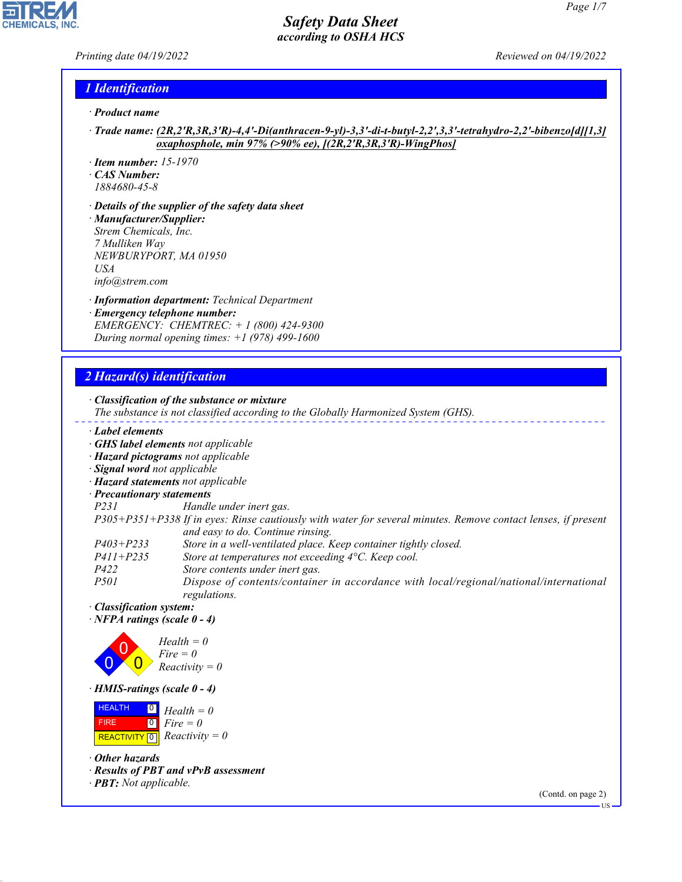# Safety Data Sheet
## according to OSHA HCS

Printing date 04/19/2022 Reviewed on 04/19/2022

## 1 Identification

· **Product name**

· **Trade name:** (2R,2'R,3R,3'R)-4,4'-Di(anthracen-9-yl)-3,3'-di-t-butyl-2,2',3,3'-tetrahydro-2,2'-bibenzo[d][1,3]oxaphosphole, min 97% (>90% ee), [(2R,2'R,3R,3'R)-WingPhos]

· **Item number:** 15-1970
· **CAS Number:**
1884680-45-8

· **Details of the supplier of the safety data sheet**
· **Manufacturer/Supplier:**
Strem Chemicals, Inc.
7 Mulliken Way
NEWBURYPORT, MA 01950
USA
info@strem.com

· **Information department:** Technical Department
· **Emergency telephone number:**
EMERGENCY: CHEMTREC: + 1 (800) 424-9300
During normal opening times: +1 (978) 499-1600

## 2 Hazard(s) identification

· **Classification of the substance or mixture**
The substance is not classified according to the Globally Harmonized System (GHS).

· **Label elements**
· **GHS label elements** not applicable
· **Hazard pictograms** not applicable
· **Signal word** not applicable
· **Hazard statements** not applicable
· **Precautionary statements**

P231 Handle under inert gas.
P305+P351+P338 If in eyes: Rinse cautiously with water for several minutes. Remove contact lenses, if present and easy to do. Continue rinsing.
P403+P233 Store in a well-ventilated place. Keep container tightly closed.
P411+P235 Store at temperatures not exceeding 4°C. Keep cool.
P422 Store contents under inert gas.
P501 Dispose of contents/container in accordance with local/regional/national/international regulations.

· **Classification system:**
· **NFPA ratings (scale 0 - 4)**

Health = 0
Fire = 0
Reactivity = 0

· **HMIS-ratings (scale 0 - 4)**

| | | |
|---|---|---|
| HEALTH | 0 | Health = 0 |
| FIRE | 0 | Fire = 0 |
| REACTIVITY | 0 | Reactivity = 0 |

· **Other hazards**
· **Results of PBT and vPvB assessment**
· **PBT:** Not applicable.

(Contd. on page 2)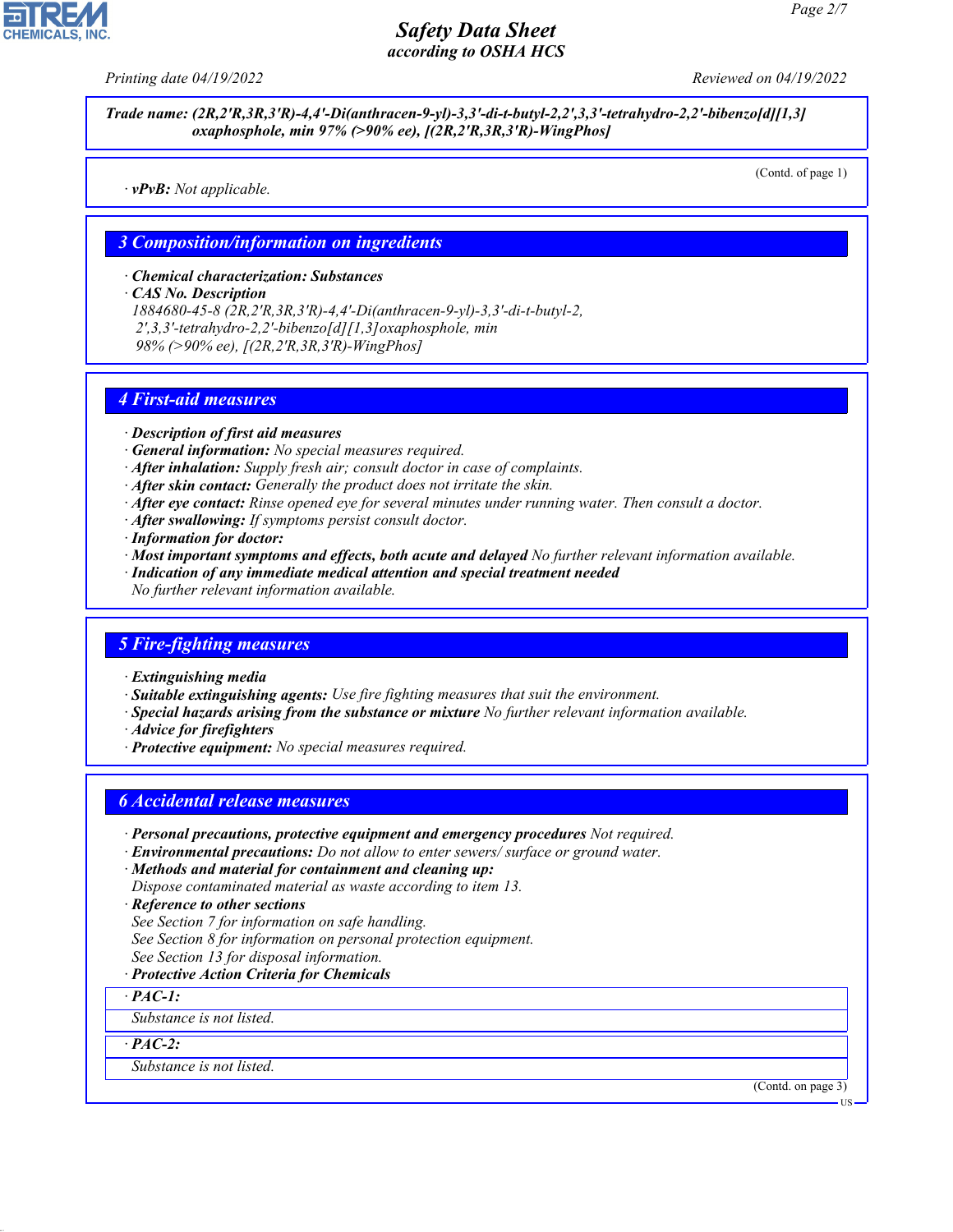**Trade name: (2R,2'R,3R,3'R)-4,4'-Di(anthracen-9-yl)-3,3'-di-t-butyl-2,2',3,3'-tetrahydro-2,2'-bibenzo[d][1,3] oxaphosphole, min 97% (>90% ee), [(2R,2'R,3R,3'R)-WingPhos]**

(Contd. of page 1)

· **vPvB:** Not applicable.

## 3 Composition/information on ingredients

· **Chemical characterization: Substances**
· **CAS No. Description**
1884680-45-8 (2R,2'R,3R,3'R)-4,4'-Di(anthracen-9-yl)-3,3'-di-t-butyl-2,2',3,3'-tetrahydro-2,2'-bibenzo[d][1,3]oxaphosphole, min 98% (>90% ee), [(2R,2'R,3R,3'R)-WingPhos]

## 4 First-aid measures

· **Description of first aid measures**
· **General information:** No special measures required.
· **After inhalation:** Supply fresh air; consult doctor in case of complaints.
· **After skin contact:** Generally the product does not irritate the skin.
· **After eye contact:** Rinse opened eye for several minutes under running water. Then consult a doctor.
· **After swallowing:** If symptoms persist consult doctor.
· **Information for doctor:**
· **Most important symptoms and effects, both acute and delayed** No further relevant information available.
· **Indication of any immediate medical attention and special treatment needed**
No further relevant information available.

## 5 Fire-fighting measures

· **Extinguishing media**
· **Suitable extinguishing agents:** Use fire fighting measures that suit the environment.
· **Special hazards arising from the substance or mixture** No further relevant information available.
· **Advice for firefighters**
· **Protective equipment:** No special measures required.

## 6 Accidental release measures

· **Personal precautions, protective equipment and emergency procedures** Not required.
· **Environmental precautions:** Do not allow to enter sewers/ surface or ground water.
· **Methods and material for containment and cleaning up:**
Dispose contaminated material as waste according to item 13.
· **Reference to other sections**
See Section 7 for information on safe handling.
See Section 8 for information on personal protection equipment.
See Section 13 for disposal information.
· **Protective Action Criteria for Chemicals**

· **PAC-1:**
Substance is not listed.

· **PAC-2:**
Substance is not listed.

(Contd. on page 3)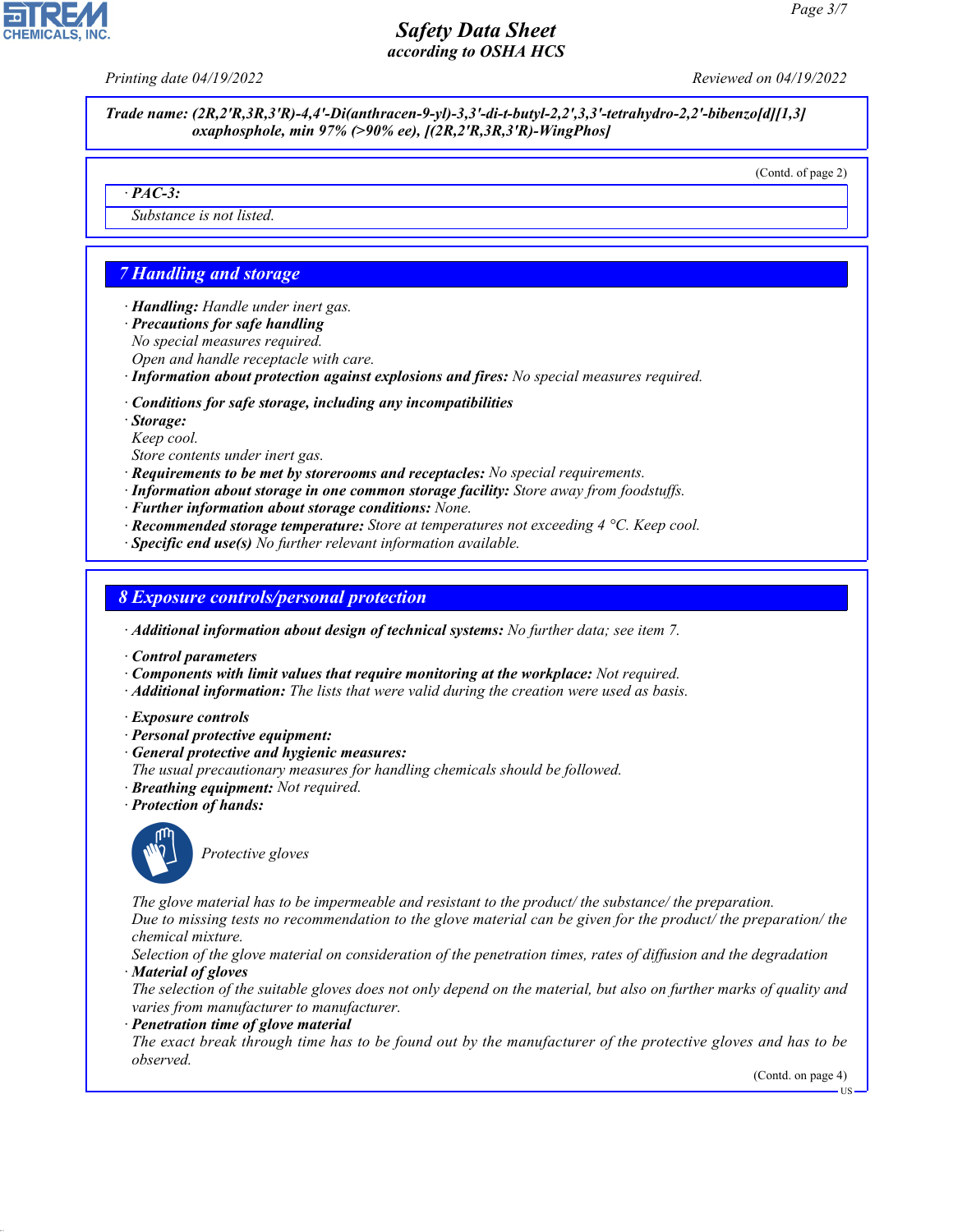Trade name: (2R,2'R,3R,3'R)-4,4'-Di(anthracen-9-yl)-3,3'-di-t-butyl-2,2',3,3'-tetrahydro-2,2'-bibenzo[d][1,3] oxaphosphole, min 97% (>90% ee), [(2R,2'R,3R,3'R)-WingPhos]

(Contd. of page 2)

· **PAC-3:**

Substance is not listed.

## 7 Handling and storage

· **Handling:** Handle under inert gas.
· **Precautions for safe handling**
No special measures required.
Open and handle receptacle with care.
· **Information about protection against explosions and fires:** No special measures required.

· **Conditions for safe storage, including any incompatibilities**
· **Storage:**
Keep cool.
Store contents under inert gas.
· **Requirements to be met by storerooms and receptacles:** No special requirements.
· **Information about storage in one common storage facility:** Store away from foodstuffs.
· **Further information about storage conditions:** None.
· **Recommended storage temperature:** Store at temperatures not exceeding 4 °C. Keep cool.
· **Specific end use(s)** No further relevant information available.

## 8 Exposure controls/personal protection

· **Additional information about design of technical systems:** No further data; see item 7.

· **Control parameters**
· **Components with limit values that require monitoring at the workplace:** Not required.
· **Additional information:** The lists that were valid during the creation were used as basis.

· **Exposure controls**
· **Personal protective equipment:**
· **General protective and hygienic measures:**
The usual precautionary measures for handling chemicals should be followed.
· **Breathing equipment:** Not required.
· **Protection of hands:**

Protective gloves

The glove material has to be impermeable and resistant to the product/ the substance/ the preparation.
Due to missing tests no recommendation to the glove material can be given for the product/ the preparation/ the chemical mixture.
Selection of the glove material on consideration of the penetration times, rates of diffusion and the degradation
· **Material of gloves**
The selection of the suitable gloves does not only depend on the material, but also on further marks of quality and varies from manufacturer to manufacturer.
· **Penetration time of glove material**
The exact break through time has to be found out by the manufacturer of the protective gloves and has to be observed.

(Contd. on page 4)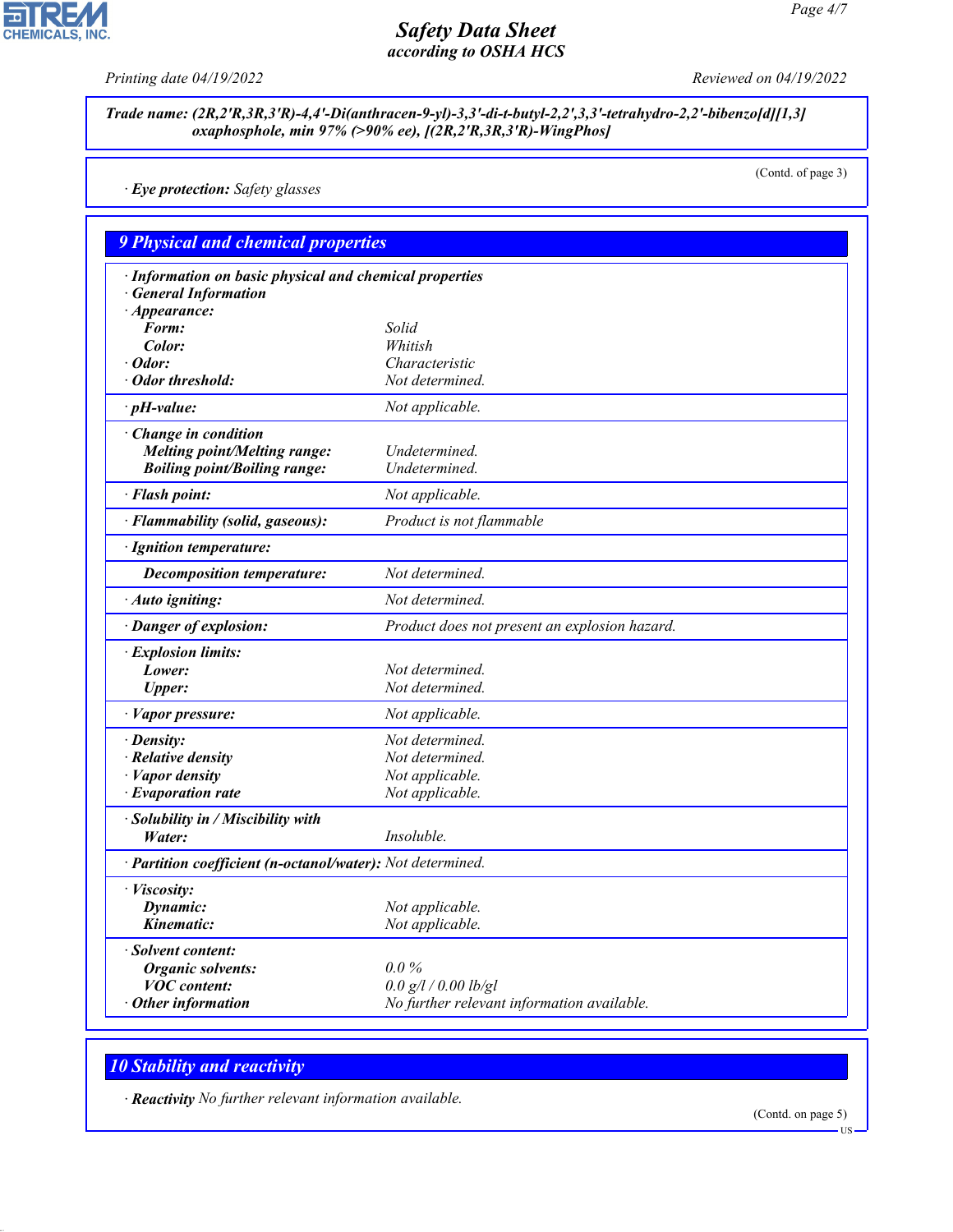**Trade name: (2R,2'R,3R,3'R)-4,4'-Di(anthracen-9-yl)-3,3'-di-t-butyl-2,2',3,3'-tetrahydro-2,2'-bibenzo[d][1,3] oxaphosphole, min 97% (>90% ee), [(2R,2'R,3R,3'R)-WingPhos]**

(Contd. of page 3)

· **Eye protection:** Safety glasses

## 9 Physical and chemical properties

· **Information on basic physical and chemical properties**
· **General Information**
· **Appearance:**

| | |
|---|---|
| **Form:** | Solid |
| **Color:** | Whitish |
| · **Odor:** | Characteristic |
| · **Odor threshold:** | Not determined. |
| · **pH-value:** | Not applicable. |
| · **Change in condition** | |
| **Melting point/Melting range:** | Undetermined. |
| **Boiling point/Boiling range:** | Undetermined. |
| · **Flash point:** | Not applicable. |
| · **Flammability (solid, gaseous):** | Product is not flammable |
| · **Ignition temperature:** | |
| **Decomposition temperature:** | Not determined. |
| · **Auto igniting:** | Not determined. |
| · **Danger of explosion:** | Product does not present an explosion hazard. |
| · **Explosion limits:** | |
| **Lower:** | Not determined. |
| **Upper:** | Not determined. |
| · **Vapor pressure:** | Not applicable. |
| · **Density:** | Not determined. |
| · **Relative density** | Not determined. |
| · **Vapor density** | Not applicable. |
| · **Evaporation rate** | Not applicable. |
| · **Solubility in / Miscibility with** | |
| **Water:** | Insoluble. |
| · **Partition coefficient (n-octanol/water):** | Not determined. |
| · **Viscosity:** | |
| **Dynamic:** | Not applicable. |
| **Kinematic:** | Not applicable. |
| · **Solvent content:** | |
| **Organic solvents:** | 0.0 % |
| **VOC content:** | 0.0 g/l / 0.00 lb/gl |
| · **Other information** | No further relevant information available. |

## 10 Stability and reactivity

· **Reactivity** No further relevant information available.

(Contd. on page 5)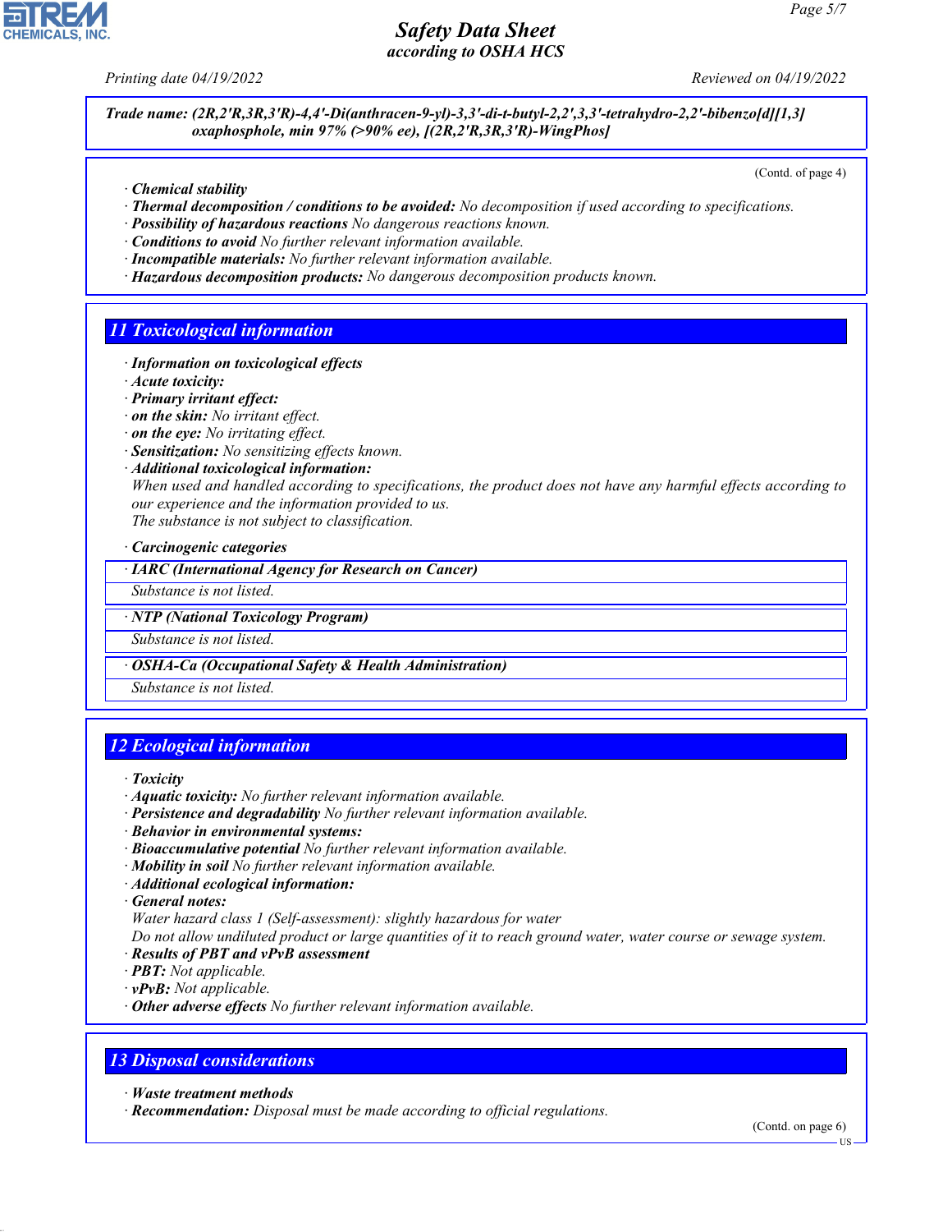**Trade name: (2R,2'R,3R,3'R)-4,4'-Di(anthracen-9-yl)-3,3'-di-t-butyl-2,2',3,3'-tetrahydro-2,2'-bibenzo[d][1,3] oxaphosphole, min 97% (>90% ee), [(2R,2'R,3R,3'R)-WingPhos]**

(Contd. of page 4)

- **Chemical stability**
- **Thermal decomposition / conditions to be avoided:** No decomposition if used according to specifications.
- **Possibility of hazardous reactions** No dangerous reactions known.
- **Conditions to avoid** No further relevant information available.
- **Incompatible materials:** No further relevant information available.
- **Hazardous decomposition products:** No dangerous decomposition products known.

## 11 Toxicological information

- **Information on toxicological effects**
- **Acute toxicity:**
- **Primary irritant effect:**
- **on the skin:** No irritant effect.
- **on the eye:** No irritating effect.
- **Sensitization:** No sensitizing effects known.
- **Additional toxicological information:**
  When used and handled according to specifications, the product does not have any harmful effects according to our experience and the information provided to us.
  The substance is not subject to classification.
- **Carcinogenic categories**

| **IARC (International Agency for Research on Cancer)** |
|---|
| Substance is not listed. |

| **NTP (National Toxicology Program)** |
|---|
| Substance is not listed. |

| **OSHA-Ca (Occupational Safety & Health Administration)** |
|---|
| Substance is not listed. |

## 12 Ecological information

- **Toxicity**
- **Aquatic toxicity:** No further relevant information available.
- **Persistence and degradability** No further relevant information available.
- **Behavior in environmental systems:**
- **Bioaccumulative potential** No further relevant information available.
- **Mobility in soil** No further relevant information available.
- **Additional ecological information:**
- **General notes:**
  Water hazard class 1 (Self-assessment): slightly hazardous for water
  Do not allow undiluted product or large quantities of it to reach ground water, water course or sewage system.
- **Results of PBT and vPvB assessment**
- **PBT:** Not applicable.
- **vPvB:** Not applicable.
- **Other adverse effects** No further relevant information available.

## 13 Disposal considerations

- **Waste treatment methods**
- **Recommendation:** Disposal must be made according to official regulations.

(Contd. on page 6)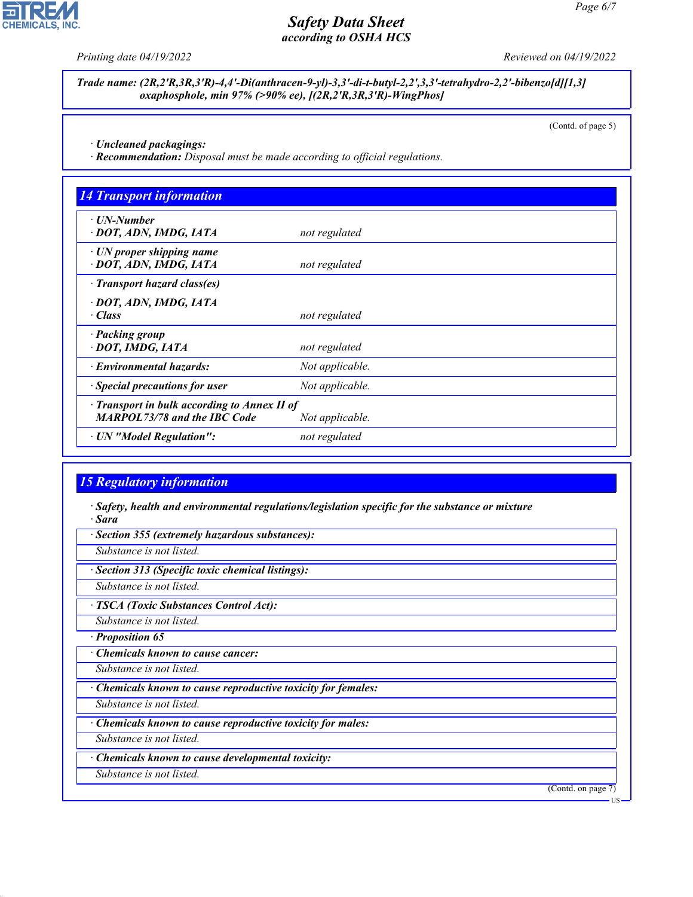**Trade name: (2R,2'R,3R,3'R)-4,4'-Di(anthracen-9-yl)-3,3'-di-t-butyl-2,2',3,3'-tetrahydro-2,2'-bibenzo[d][1,3] oxaphosphole, min 97% (>90% ee), [(2R,2'R,3R,3'R)-WingPhos]**

(Contd. of page 5)

· **Uncleaned packagings:**
· **Recommendation:** Disposal must be made according to official regulations.

## 14 Transport information

| | |
|---|---|
| · **UN-Number**<br>· **DOT, ADN, IMDG, IATA** | not regulated |
| · **UN proper shipping name**<br>· **DOT, ADN, IMDG, IATA** | not regulated |
| · **Transport hazard class(es)**<br>· **DOT, ADN, IMDG, IATA**<br>· **Class** | not regulated |
| · **Packing group**<br>· **DOT, IMDG, IATA** | not regulated |
| · **Environmental hazards:** | Not applicable. |
| · **Special precautions for user** | Not applicable. |
| · **Transport in bulk according to Annex II of MARPOL73/78 and the IBC Code** | Not applicable. |
| · **UN "Model Regulation":** | not regulated |

## 15 Regulatory information

· **Safety, health and environmental regulations/legislation specific for the substance or mixture**
· **Sara**

· **Section 355 (extremely hazardous substances):**
Substance is not listed.

· **Section 313 (Specific toxic chemical listings):**
Substance is not listed.

· **TSCA (Toxic Substances Control Act):**
Substance is not listed.

· **Proposition 65**

· **Chemicals known to cause cancer:**
Substance is not listed.

· **Chemicals known to cause reproductive toxicity for females:**
Substance is not listed.

· **Chemicals known to cause reproductive toxicity for males:**
Substance is not listed.

· **Chemicals known to cause developmental toxicity:**
Substance is not listed.

(Contd. on page 7)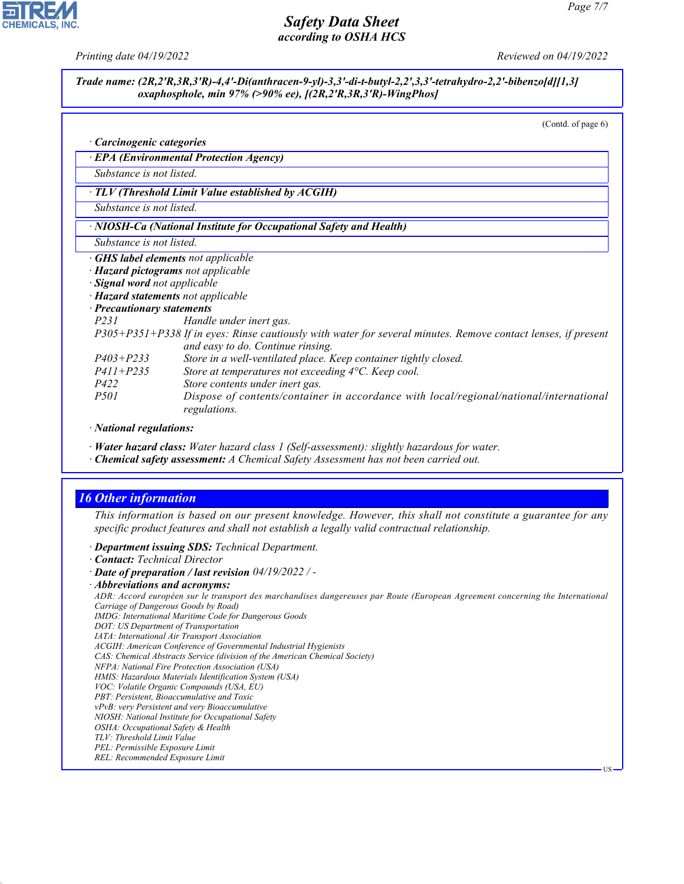**Trade name: (2R,2'R,3R,3'R)-4,4'-Di(anthracen-9-yl)-3,3'-di-t-butyl-2,2',3,3'-tetrahydro-2,2'-bibenzo[d][1,3]oxaphosphole, min 97% (>90% ee), [(2R,2'R,3R,3'R)-WingPhos]**

(Contd. of page 6)

· **Carcinogenic categories**

· **EPA (Environmental Protection Agency)**

Substance is not listed.

· **TLV (Threshold Limit Value established by ACGIH)**

Substance is not listed.

· **NIOSH-Ca (National Institute for Occupational Safety and Health)**

Substance is not listed.

· **GHS label elements** not applicable
· **Hazard pictograms** not applicable
· **Signal word** not applicable
· **Hazard statements** not applicable
· **Precautionary statements**

| | |
|---|---|
| P231 | Handle under inert gas. |
| P305+P351+P338 | If in eyes: Rinse cautiously with water for several minutes. Remove contact lenses, if present and easy to do. Continue rinsing. |
| P403+P233 | Store in a well-ventilated place. Keep container tightly closed. |
| P411+P235 | Store at temperatures not exceeding 4°C. Keep cool. |
| P422 | Store contents under inert gas. |
| P501 | Dispose of contents/container in accordance with local/regional/national/international regulations. |

· **National regulations:**

· **Water hazard class:** Water hazard class 1 (Self-assessment): slightly hazardous for water.
· **Chemical safety assessment:** A Chemical Safety Assessment has not been carried out.

## 16 Other information

This information is based on our present knowledge. However, this shall not constitute a guarantee for any specific product features and shall not establish a legally valid contractual relationship.

· **Department issuing SDS:** Technical Department.
· **Contact:** Technical Director
· **Date of preparation / last revision** 04/19/2022 / -
· **Abbreviations and acronyms:**

ADR: Accord européen sur le transport des marchandises dangereuses par Route (European Agreement concerning the International Carriage of Dangerous Goods by Road)
IMDG: International Maritime Code for Dangerous Goods
DOT: US Department of Transportation
IATA: International Air Transport Association
ACGIH: American Conference of Governmental Industrial Hygienists
CAS: Chemical Abstracts Service (division of the American Chemical Society)
NFPA: National Fire Protection Association (USA)
HMIS: Hazardous Materials Identification System (USA)
VOC: Volatile Organic Compounds (USA, EU)
PBT: Persistent, Bioaccumulative and Toxic
vPvB: very Persistent and very Bioaccumulative
NIOSH: National Institute for Occupational Safety
OSHA: Occupational Safety & Health
TLV: Threshold Limit Value
PEL: Permissible Exposure Limit
REL: Recommended Exposure Limit